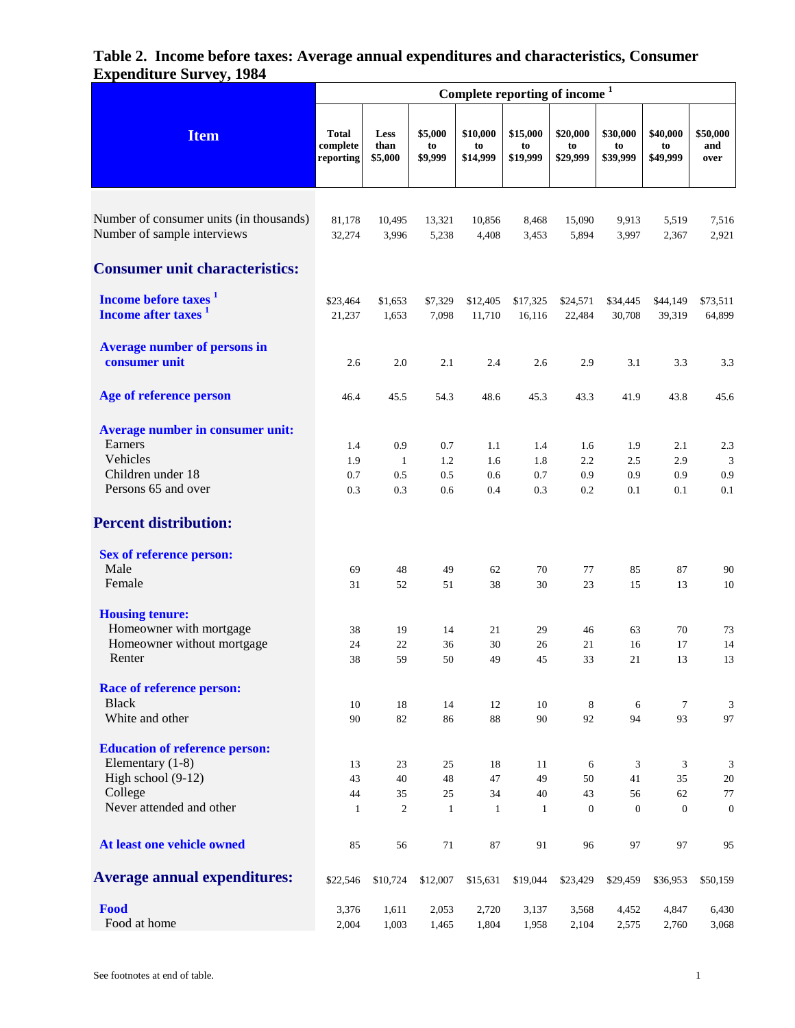## Table 2. Income before taxes: Average annual expenditures and characteristics, Consumer Expenditure Survey, 1984

| Item | Complete reporting of income [1] | | | | | | | | |
|---|---|---|---|---|---|---|---|---|---|
| | Total complete reporting | Less than $5,000 | $5,000 to $9,999 | $10,000 to $14,999 | $15,000 to $19,999 | $20,000 to $29,999 | $30,000 to $39,999 | $40,000 to $49,999 | $50,000 and over |
| Number of consumer units (in thousands) | 81,178 | 10,495 | 13,321 | 10,856 | 8,468 | 15,090 | 9,913 | 5,519 | 7,516 |
| Number of sample interviews | 32,274 | 3,996 | 5,238 | 4,408 | 3,453 | 5,894 | 3,997 | 2,367 | 2,921 |
| **Consumer unit characteristics:** | | | | | | | | | |
| **Income before taxes [1]** | $23,464 | $1,653 | $7,329 | $12,405 | $17,325 | $24,571 | $34,445 | $44,149 | $73,511 |
| **Income after taxes [1]** | 21,237 | 1,653 | 7,098 | 11,710 | 16,116 | 22,484 | 30,708 | 39,319 | 64,899 |
| **Average number of persons in consumer unit** | 2.6 | 2.0 | 2.1 | 2.4 | 2.6 | 2.9 | 3.1 | 3.3 | 3.3 |
| **Age of reference person** | 46.4 | 45.5 | 54.3 | 48.6 | 45.3 | 43.3 | 41.9 | 43.8 | 45.6 |
| **Average number in consumer unit:** | | | | | | | | | |
| Earners | 1.4 | 0.9 | 0.7 | 1.1 | 1.4 | 1.6 | 1.9 | 2.1 | 2.3 |
| Vehicles | 1.9 | 1 | 1.2 | 1.6 | 1.8 | 2.2 | 2.5 | 2.9 | 3 |
| Children under 18 | 0.7 | 0.5 | 0.5 | 0.6 | 0.7 | 0.9 | 0.9 | 0.9 | 0.9 |
| Persons 65 and over | 0.3 | 0.3 | 0.6 | 0.4 | 0.3 | 0.2 | 0.1 | 0.1 | 0.1 |
| **Percent distribution:** | | | | | | | | | |
| **Sex of reference person:** | | | | | | | | | |
| Male | 69 | 48 | 49 | 62 | 70 | 77 | 85 | 87 | 90 |
| Female | 31 | 52 | 51 | 38 | 30 | 23 | 15 | 13 | 10 |
| **Housing tenure:** | | | | | | | | | |
| Homeowner with mortgage | 38 | 19 | 14 | 21 | 29 | 46 | 63 | 70 | 73 |
| Homeowner without mortgage | 24 | 22 | 36 | 30 | 26 | 21 | 16 | 17 | 14 |
| Renter | 38 | 59 | 50 | 49 | 45 | 33 | 21 | 13 | 13 |
| **Race of reference person:** | | | | | | | | | |
| Black | 10 | 18 | 14 | 12 | 10 | 8 | 6 | 7 | 3 |
| White and other | 90 | 82 | 86 | 88 | 90 | 92 | 94 | 93 | 97 |
| **Education of reference person:** | | | | | | | | | |
| Elementary (1-8) | 13 | 23 | 25 | 18 | 11 | 6 | 3 | 3 | 3 |
| High school (9-12) | 43 | 40 | 48 | 47 | 49 | 50 | 41 | 35 | 20 |
| College | 44 | 35 | 25 | 34 | 40 | 43 | 56 | 62 | 77 |
| Never attended and other | 1 | 2 | 1 | 1 | 1 | 0 | 0 | 0 | 0 |
| **At least one vehicle owned** | 85 | 56 | 71 | 87 | 91 | 96 | 97 | 97 | 95 |
| **Average annual expenditures:** | $22,546 | $10,724 | $12,007 | $15,631 | $19,044 | $23,429 | $29,459 | $36,953 | $50,159 |
| **Food** | 3,376 | 1,611 | 2,053 | 2,720 | 3,137 | 3,568 | 4,452 | 4,847 | 6,430 |
| Food at home | 2,004 | 1,003 | 1,465 | 1,804 | 1,958 | 2,104 | 2,575 | 2,760 | 3,068 |

See footnotes at end of table.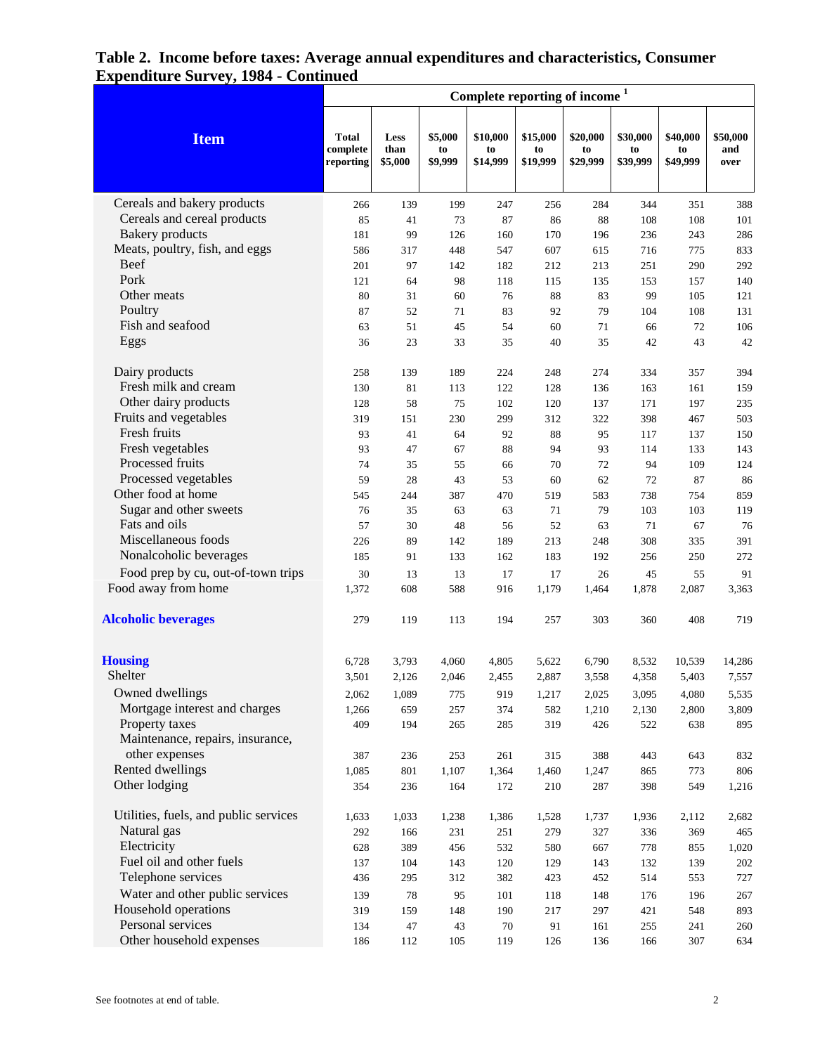# Table 2. Income before taxes: Average annual expenditures and characteristics, Consumer Expenditure Survey, 1984 - Continued

| Item | Complete reporting of income [1] | | | | | | | | |
|---|---|---|---|---|---|---|---|---|---|
| | Total complete reporting | Less than $5,000 | $5,000 to $9,999 | $10,000 to $14,999 | $15,000 to $19,999 | $20,000 to $29,999 | $30,000 to $39,999 | $40,000 to $49,999 | $50,000 and over |
| Cereals and bakery products | 266 | 139 | 199 | 247 | 256 | 284 | 344 | 351 | 388 |
| Cereals and cereal products | 85 | 41 | 73 | 87 | 86 | 88 | 108 | 108 | 101 |
| Bakery products | 181 | 99 | 126 | 160 | 170 | 196 | 236 | 243 | 286 |
| Meats, poultry, fish, and eggs | 586 | 317 | 448 | 547 | 607 | 615 | 716 | 775 | 833 |
| Beef | 201 | 97 | 142 | 182 | 212 | 213 | 251 | 290 | 292 |
| Pork | 121 | 64 | 98 | 118 | 115 | 135 | 153 | 157 | 140 |
| Other meats | 80 | 31 | 60 | 76 | 88 | 83 | 99 | 105 | 121 |
| Poultry | 87 | 52 | 71 | 83 | 92 | 79 | 104 | 108 | 131 |
| Fish and seafood | 63 | 51 | 45 | 54 | 60 | 71 | 66 | 72 | 106 |
| Eggs | 36 | 23 | 33 | 35 | 40 | 35 | 42 | 43 | 42 |
| Dairy products | 258 | 139 | 189 | 224 | 248 | 274 | 334 | 357 | 394 |
| Fresh milk and cream | 130 | 81 | 113 | 122 | 128 | 136 | 163 | 161 | 159 |
| Other dairy products | 128 | 58 | 75 | 102 | 120 | 137 | 171 | 197 | 235 |
| Fruits and vegetables | 319 | 151 | 230 | 299 | 312 | 322 | 398 | 467 | 503 |
| Fresh fruits | 93 | 41 | 64 | 92 | 88 | 95 | 117 | 137 | 150 |
| Fresh vegetables | 93 | 47 | 67 | 88 | 94 | 93 | 114 | 133 | 143 |
| Processed fruits | 74 | 35 | 55 | 66 | 70 | 72 | 94 | 109 | 124 |
| Processed vegetables | 59 | 28 | 43 | 53 | 60 | 62 | 72 | 87 | 86 |
| Other food at home | 545 | 244 | 387 | 470 | 519 | 583 | 738 | 754 | 859 |
| Sugar and other sweets | 76 | 35 | 63 | 63 | 71 | 79 | 103 | 103 | 119 |
| Fats and oils | 57 | 30 | 48 | 56 | 52 | 63 | 71 | 67 | 76 |
| Miscellaneous foods | 226 | 89 | 142 | 189 | 213 | 248 | 308 | 335 | 391 |
| Nonalcoholic beverages | 185 | 91 | 133 | 162 | 183 | 192 | 256 | 250 | 272 |
| Food prep by cu, out-of-town trips | 30 | 13 | 13 | 17 | 17 | 26 | 45 | 55 | 91 |
| Food away from home | 1,372 | 608 | 588 | 916 | 1,179 | 1,464 | 1,878 | 2,087 | 3,363 |
| **Alcoholic beverages** | 279 | 119 | 113 | 194 | 257 | 303 | 360 | 408 | 719 |
| **Housing** | 6,728 | 3,793 | 4,060 | 4,805 | 5,622 | 6,790 | 8,532 | 10,539 | 14,286 |
| Shelter | 3,501 | 2,126 | 2,046 | 2,455 | 2,887 | 3,558 | 4,358 | 5,403 | 7,557 |
| Owned dwellings | 2,062 | 1,089 | 775 | 919 | 1,217 | 2,025 | 3,095 | 4,080 | 5,535 |
| Mortgage interest and charges | 1,266 | 659 | 257 | 374 | 582 | 1,210 | 2,130 | 2,800 | 3,809 |
| Property taxes | 409 | 194 | 265 | 285 | 319 | 426 | 522 | 638 | 895 |
| Maintenance, repairs, insurance, other expenses | 387 | 236 | 253 | 261 | 315 | 388 | 443 | 643 | 832 |
| Rented dwellings | 1,085 | 801 | 1,107 | 1,364 | 1,460 | 1,247 | 865 | 773 | 806 |
| Other lodging | 354 | 236 | 164 | 172 | 210 | 287 | 398 | 549 | 1,216 |
| Utilities, fuels, and public services | 1,633 | 1,033 | 1,238 | 1,386 | 1,528 | 1,737 | 1,936 | 2,112 | 2,682 |
| Natural gas | 292 | 166 | 231 | 251 | 279 | 327 | 336 | 369 | 465 |
| Electricity | 628 | 389 | 456 | 532 | 580 | 667 | 778 | 855 | 1,020 |
| Fuel oil and other fuels | 137 | 104 | 143 | 120 | 129 | 143 | 132 | 139 | 202 |
| Telephone services | 436 | 295 | 312 | 382 | 423 | 452 | 514 | 553 | 727 |
| Water and other public services | 139 | 78 | 95 | 101 | 118 | 148 | 176 | 196 | 267 |
| Household operations | 319 | 159 | 148 | 190 | 217 | 297 | 421 | 548 | 893 |
| Personal services | 134 | 47 | 43 | 70 | 91 | 161 | 255 | 241 | 260 |
| Other household expenses | 186 | 112 | 105 | 119 | 126 | 136 | 166 | 307 | 634 |

See footnotes at end of table.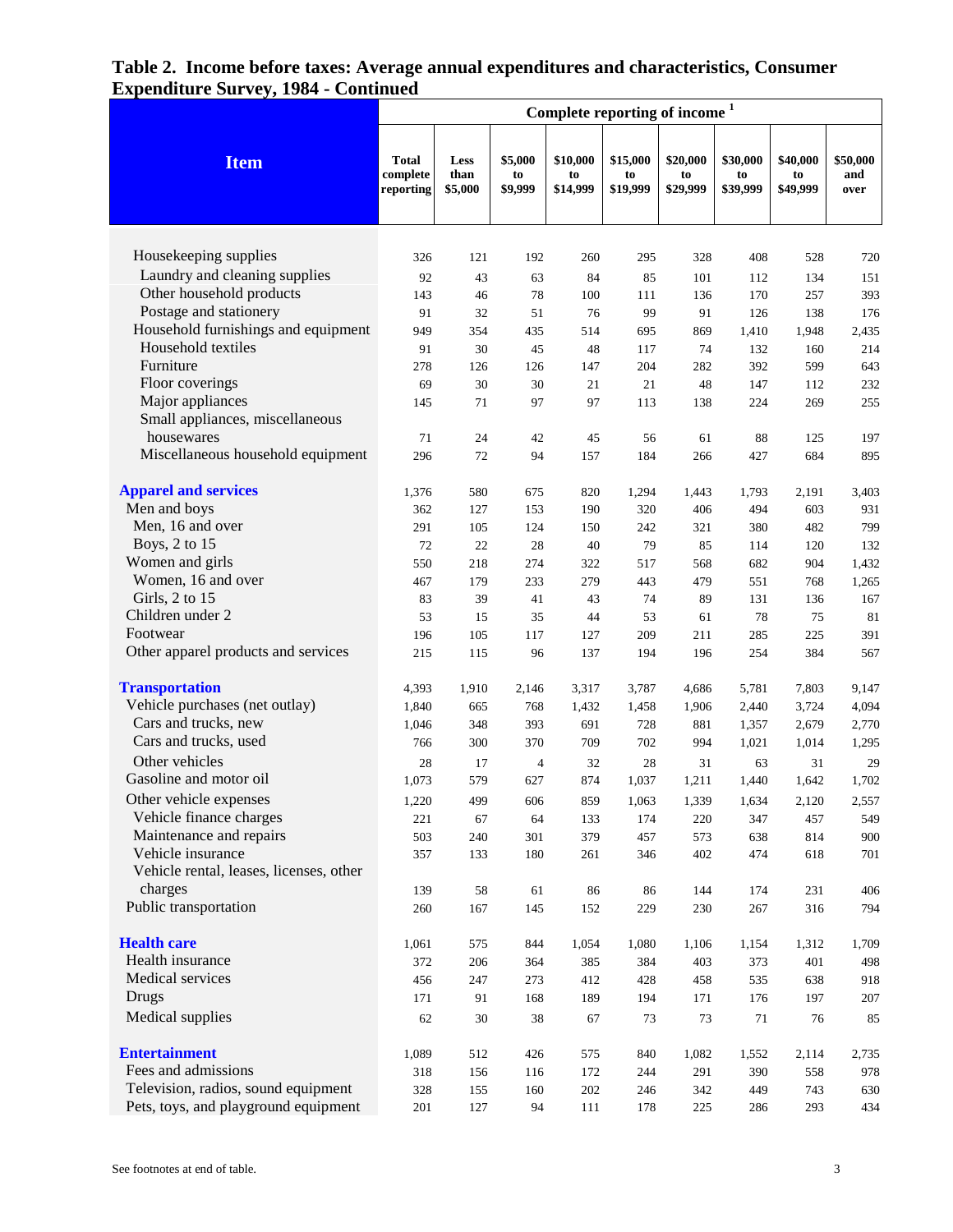# Table 2. Income before taxes: Average annual expenditures and characteristics, Consumer Expenditure Survey, 1984 - Continued

| Item | Complete reporting of income [1] | | | | | | | | |
|---|---|---|---|---|---|---|---|---|---|
| | Total complete reporting | Less than $5,000 | $5,000 to $9,999 | $10,000 to $14,999 | $15,000 to $19,999 | $20,000 to $29,999 | $30,000 to $39,999 | $40,000 to $49,999 | $50,000 and over |
| Housekeeping supplies | 326 | 121 | 192 | 260 | 295 | 328 | 408 | 528 | 720 |
| Laundry and cleaning supplies | 92 | 43 | 63 | 84 | 85 | 101 | 112 | 134 | 151 |
| Other household products | 143 | 46 | 78 | 100 | 111 | 136 | 170 | 257 | 393 |
| Postage and stationery | 91 | 32 | 51 | 76 | 99 | 91 | 126 | 138 | 176 |
| Household furnishings and equipment | 949 | 354 | 435 | 514 | 695 | 869 | 1,410 | 1,948 | 2,435 |
| Household textiles | 91 | 30 | 45 | 48 | 117 | 74 | 132 | 160 | 214 |
| Furniture | 278 | 126 | 126 | 147 | 204 | 282 | 392 | 599 | 643 |
| Floor coverings | 69 | 30 | 30 | 21 | 21 | 48 | 147 | 112 | 232 |
| Major appliances | 145 | 71 | 97 | 97 | 113 | 138 | 224 | 269 | 255 |
| Small appliances, miscellaneous housewares | 71 | 24 | 42 | 45 | 56 | 61 | 88 | 125 | 197 |
| Miscellaneous household equipment | 296 | 72 | 94 | 157 | 184 | 266 | 427 | 684 | 895 |
| **Apparel and services** | 1,376 | 580 | 675 | 820 | 1,294 | 1,443 | 1,793 | 2,191 | 3,403 |
| Men and boys | 362 | 127 | 153 | 190 | 320 | 406 | 494 | 603 | 931 |
| Men, 16 and over | 291 | 105 | 124 | 150 | 242 | 321 | 380 | 482 | 799 |
| Boys, 2 to 15 | 72 | 22 | 28 | 40 | 79 | 85 | 114 | 120 | 132 |
| Women and girls | 550 | 218 | 274 | 322 | 517 | 568 | 682 | 904 | 1,432 |
| Women, 16 and over | 467 | 179 | 233 | 279 | 443 | 479 | 551 | 768 | 1,265 |
| Girls, 2 to 15 | 83 | 39 | 41 | 43 | 74 | 89 | 131 | 136 | 167 |
| Children under 2 | 53 | 15 | 35 | 44 | 53 | 61 | 78 | 75 | 81 |
| Footwear | 196 | 105 | 117 | 127 | 209 | 211 | 285 | 225 | 391 |
| Other apparel products and services | 215 | 115 | 96 | 137 | 194 | 196 | 254 | 384 | 567 |
| **Transportation** | 4,393 | 1,910 | 2,146 | 3,317 | 3,787 | 4,686 | 5,781 | 7,803 | 9,147 |
| Vehicle purchases (net outlay) | 1,840 | 665 | 768 | 1,432 | 1,458 | 1,906 | 2,440 | 3,724 | 4,094 |
| Cars and trucks, new | 1,046 | 348 | 393 | 691 | 728 | 881 | 1,357 | 2,679 | 2,770 |
| Cars and trucks, used | 766 | 300 | 370 | 709 | 702 | 994 | 1,021 | 1,014 | 1,295 |
| Other vehicles | 28 | 17 | 4 | 32 | 28 | 31 | 63 | 31 | 29 |
| Gasoline and motor oil | 1,073 | 579 | 627 | 874 | 1,037 | 1,211 | 1,440 | 1,642 | 1,702 |
| Other vehicle expenses | 1,220 | 499 | 606 | 859 | 1,063 | 1,339 | 1,634 | 2,120 | 2,557 |
| Vehicle finance charges | 221 | 67 | 64 | 133 | 174 | 220 | 347 | 457 | 549 |
| Maintenance and repairs | 503 | 240 | 301 | 379 | 457 | 573 | 638 | 814 | 900 |
| Vehicle insurance | 357 | 133 | 180 | 261 | 346 | 402 | 474 | 618 | 701 |
| Vehicle rental, leases, licenses, other charges | 139 | 58 | 61 | 86 | 86 | 144 | 174 | 231 | 406 |
| Public transportation | 260 | 167 | 145 | 152 | 229 | 230 | 267 | 316 | 794 |
| **Health care** | 1,061 | 575 | 844 | 1,054 | 1,080 | 1,106 | 1,154 | 1,312 | 1,709 |
| Health insurance | 372 | 206 | 364 | 385 | 384 | 403 | 373 | 401 | 498 |
| Medical services | 456 | 247 | 273 | 412 | 428 | 458 | 535 | 638 | 918 |
| Drugs | 171 | 91 | 168 | 189 | 194 | 171 | 176 | 197 | 207 |
| Medical supplies | 62 | 30 | 38 | 67 | 73 | 73 | 71 | 76 | 85 |
| **Entertainment** | 1,089 | 512 | 426 | 575 | 840 | 1,082 | 1,552 | 2,114 | 2,735 |
| Fees and admissions | 318 | 156 | 116 | 172 | 244 | 291 | 390 | 558 | 978 |
| Television, radios, sound equipment | 328 | 155 | 160 | 202 | 246 | 342 | 449 | 743 | 630 |
| Pets, toys, and playground equipment | 201 | 127 | 94 | 111 | 178 | 225 | 286 | 293 | 434 |

See footnotes at end of table.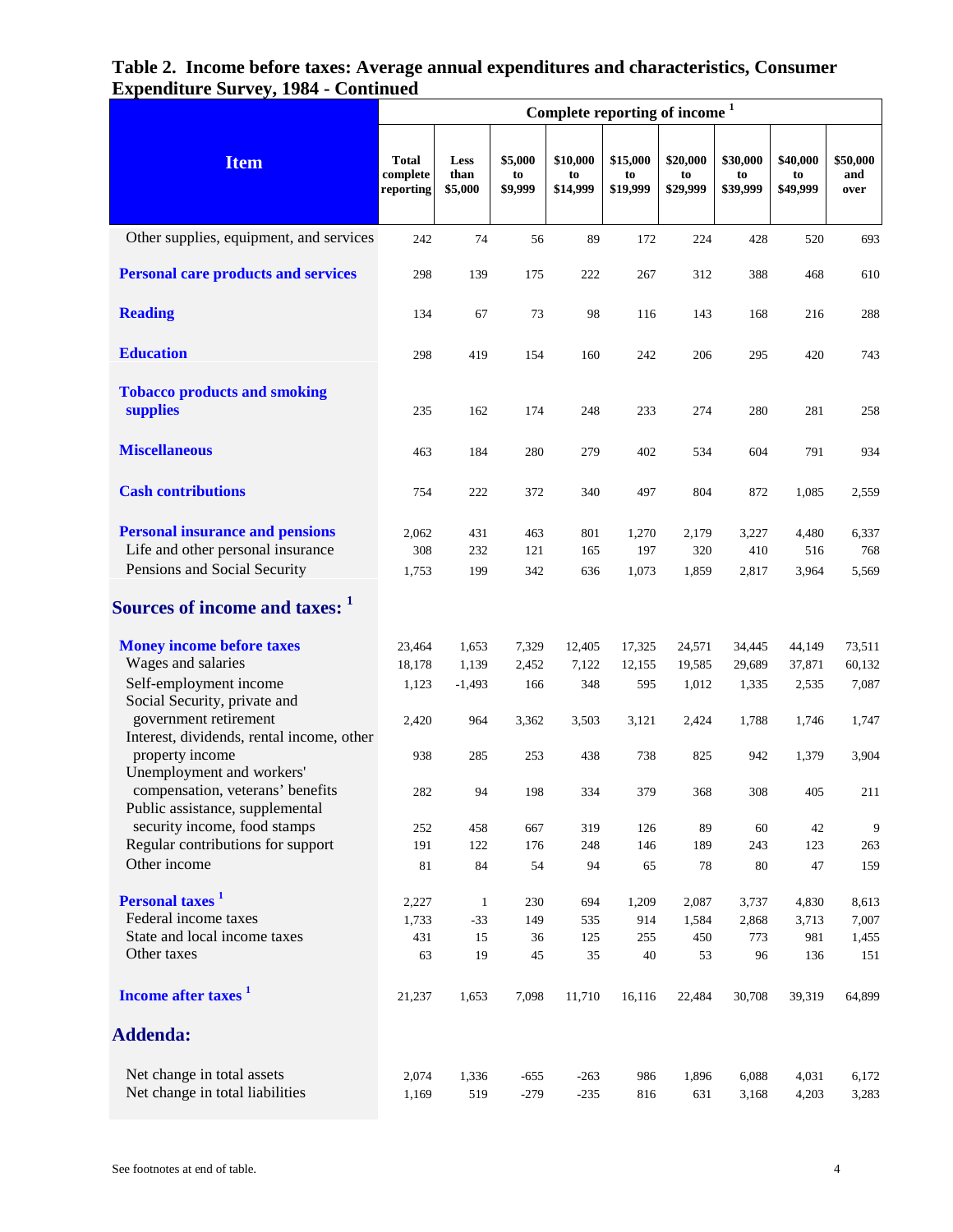# Table 2. Income before taxes: Average annual expenditures and characteristics, Consumer Expenditure Survey, 1984 - Continued

| Item | Complete reporting of income [1] | | | | | | | | |
|---|---|---|---|---|---|---|---|---|---|
| | Total complete reporting | Less than $5,000 | $5,000 to $9,999 | $10,000 to $14,999 | $15,000 to $19,999 | $20,000 to $29,999 | $30,000 to $39,999 | $40,000 to $49,999 | $50,000 and over |
| Other supplies, equipment, and services | 242 | 74 | 56 | 89 | 172 | 224 | 428 | 520 | 693 |
| **Personal care products and services** | 298 | 139 | 175 | 222 | 267 | 312 | 388 | 468 | 610 |
| **Reading** | 134 | 67 | 73 | 98 | 116 | 143 | 168 | 216 | 288 |
| **Education** | 298 | 419 | 154 | 160 | 242 | 206 | 295 | 420 | 743 |
| **Tobacco products and smoking supplies** | 235 | 162 | 174 | 248 | 233 | 274 | 280 | 281 | 258 |
| **Miscellaneous** | 463 | 184 | 280 | 279 | 402 | 534 | 604 | 791 | 934 |
| **Cash contributions** | 754 | 222 | 372 | 340 | 497 | 804 | 872 | 1,085 | 2,559 |
| **Personal insurance and pensions** | 2,062 | 431 | 463 | 801 | 1,270 | 2,179 | 3,227 | 4,480 | 6,337 |
| Life and other personal insurance | 308 | 232 | 121 | 165 | 197 | 320 | 410 | 516 | 768 |
| Pensions and Social Security | 1,753 | 199 | 342 | 636 | 1,073 | 1,859 | 2,817 | 3,964 | 5,569 |
| **Sources of income and taxes:** [1] | | | | | | | | | |
| **Money income before taxes** | 23,464 | 1,653 | 7,329 | 12,405 | 17,325 | 24,571 | 34,445 | 44,149 | 73,511 |
| Wages and salaries | 18,178 | 1,139 | 2,452 | 7,122 | 12,155 | 19,585 | 29,689 | 37,871 | 60,132 |
| Self-employment income | 1,123 | -1,493 | 166 | 348 | 595 | 1,012 | 1,335 | 2,535 | 7,087 |
| Social Security, private and government retirement | 2,420 | 964 | 3,362 | 3,503 | 3,121 | 2,424 | 1,788 | 1,746 | 1,747 |
| Interest, dividends, rental income, other property income | 938 | 285 | 253 | 438 | 738 | 825 | 942 | 1,379 | 3,904 |
| Unemployment and workers' compensation, veterans' benefits | 282 | 94 | 198 | 334 | 379 | 368 | 308 | 405 | 211 |
| Public assistance, supplemental security income, food stamps | 252 | 458 | 667 | 319 | 126 | 89 | 60 | 42 | 9 |
| Regular contributions for support | 191 | 122 | 176 | 248 | 146 | 189 | 243 | 123 | 263 |
| Other income | 81 | 84 | 54 | 94 | 65 | 78 | 80 | 47 | 159 |
| **Personal taxes** [1] | 2,227 | 1 | 230 | 694 | 1,209 | 2,087 | 3,737 | 4,830 | 8,613 |
| Federal income taxes | 1,733 | -33 | 149 | 535 | 914 | 1,584 | 2,868 | 3,713 | 7,007 |
| State and local income taxes | 431 | 15 | 36 | 125 | 255 | 450 | 773 | 981 | 1,455 |
| Other taxes | 63 | 19 | 45 | 35 | 40 | 53 | 96 | 136 | 151 |
| **Income after taxes** [1] | 21,237 | 1,653 | 7,098 | 11,710 | 16,116 | 22,484 | 30,708 | 39,319 | 64,899 |
| **Addenda:** | | | | | | | | | |
| Net change in total assets | 2,074 | 1,336 | -655 | -263 | 986 | 1,896 | 6,088 | 4,031 | 6,172 |
| Net change in total liabilities | 1,169 | 519 | -279 | -235 | 816 | 631 | 3,168 | 4,203 | 3,283 |

See footnotes at end of table.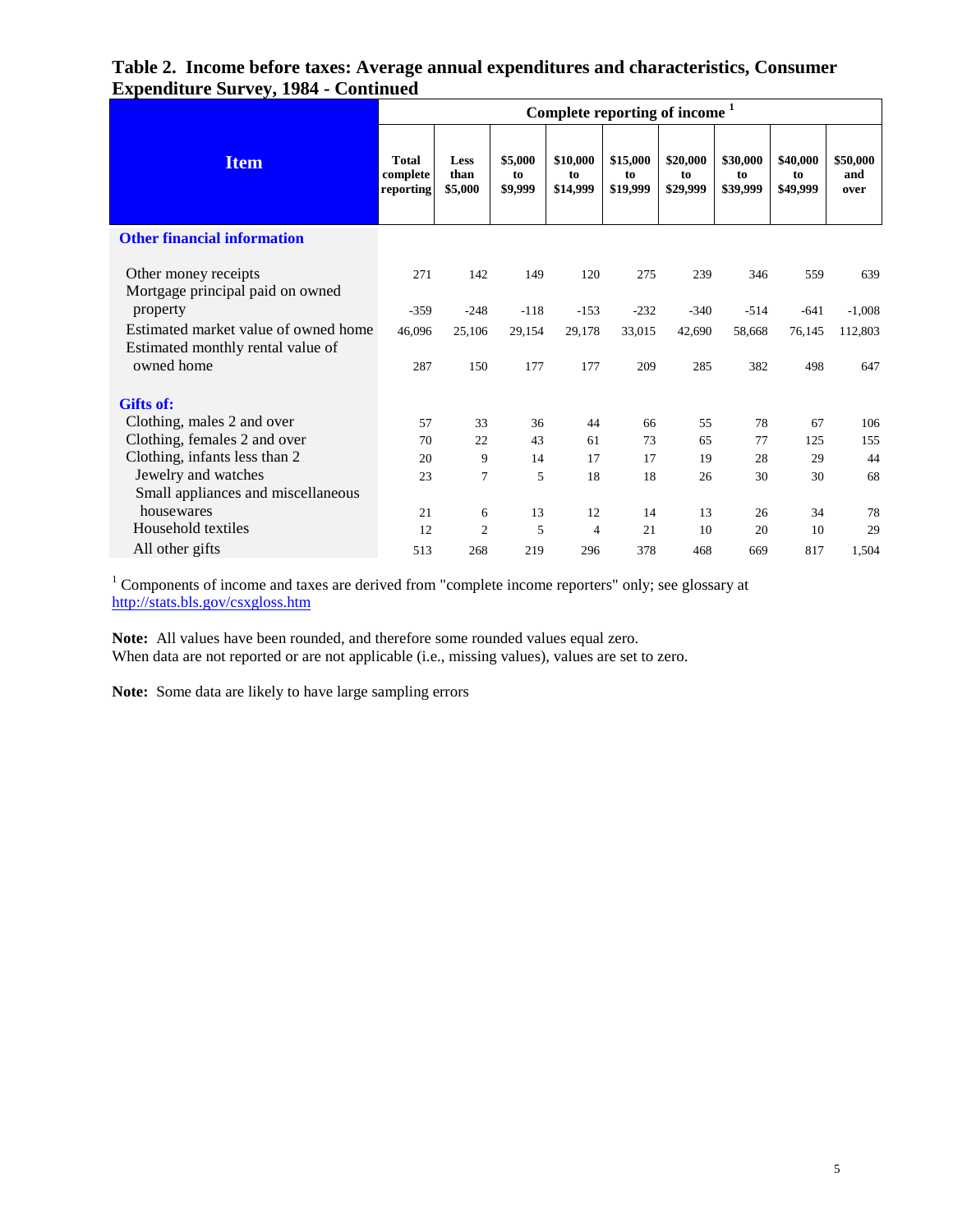**Table 2. Income before taxes: Average annual expenditures and characteristics, Consumer Expenditure Survey, 1984 - Continued**

| Item | Complete reporting of income [1] | | | | | | | | |
|---|---|---|---|---|---|---|---|---|---|
| | Total complete reporting | Less than $5,000 | $5,000 to $9,999 | $10,000 to $14,999 | $15,000 to $19,999 | $20,000 to $29,999 | $30,000 to $39,999 | $40,000 to $49,999 | $50,000 and over |
| **Other financial information** | | | | | | | | | |
| Other money receipts | 271 | 142 | 149 | 120 | 275 | 239 | 346 | 559 | 639 |
| Mortgage principal paid on owned property | -359 | -248 | -118 | -153 | -232 | -340 | -514 | -641 | -1,008 |
| Estimated market value of owned home | 46,096 | 25,106 | 29,154 | 29,178 | 33,015 | 42,690 | 58,668 | 76,145 | 112,803 |
| Estimated monthly rental value of owned home | 287 | 150 | 177 | 177 | 209 | 285 | 382 | 498 | 647 |
| **Gifts of:** | | | | | | | | | |
| Clothing, males 2 and over | 57 | 33 | 36 | 44 | 66 | 55 | 78 | 67 | 106 |
| Clothing, females 2 and over | 70 | 22 | 43 | 61 | 73 | 65 | 77 | 125 | 155 |
| Clothing, infants less than 2 | 20 | 9 | 14 | 17 | 17 | 19 | 28 | 29 | 44 |
| Jewelry and watches | 23 | 7 | 5 | 18 | 18 | 26 | 30 | 30 | 68 |
| Small appliances and miscellaneous housewares | 21 | 6 | 13 | 12 | 14 | 13 | 26 | 34 | 78 |
| Household textiles | 12 | 2 | 5 | 4 | 21 | 10 | 20 | 10 | 29 |
| All other gifts | 513 | 268 | 219 | 296 | 378 | 468 | 669 | 817 | 1,504 |

[1] Components of income and taxes are derived from "complete income reporters" only; see glossary at http://stats.bls.gov/csxgloss.htm

**Note:** All values have been rounded, and therefore some rounded values equal zero.
When data are not reported or are not applicable (i.e., missing values), values are set to zero.

**Note:** Some data are likely to have large sampling errors